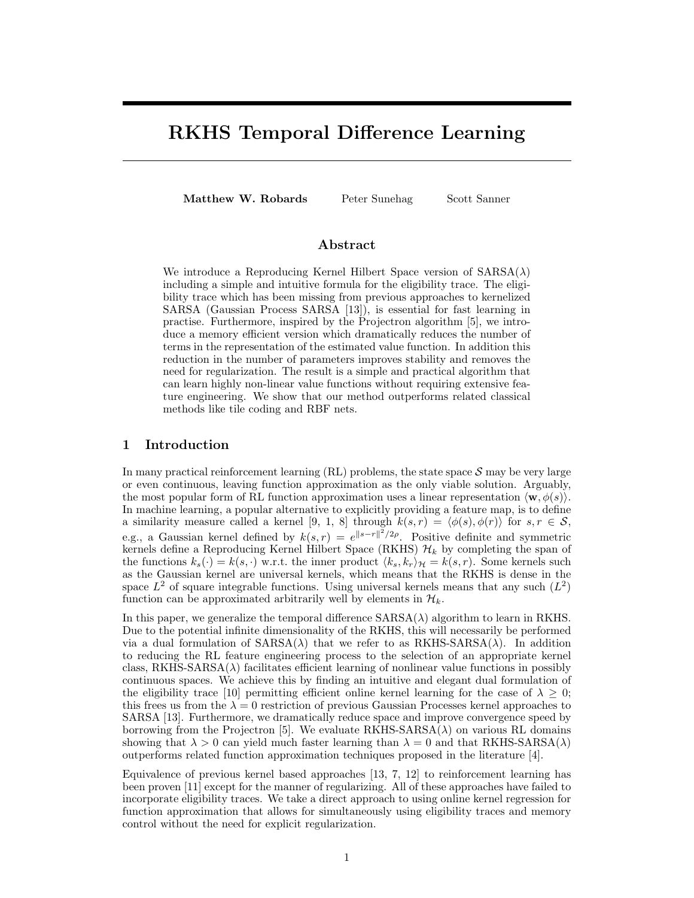# RKHS Temporal Difference Learning

**Matthew W. Robards** Peter Sunehag Scott Sanner

## Abstract

We introduce a Reproducing Kernel Hilbert Space version of SARSA($\lambda$) including a simple and intuitive formula for the eligibility trace. The eligibility trace which has been missing from previous approaches to kernelized SARSA (Gaussian Process SARSA [13]), is essential for fast learning in practise. Furthermore, inspired by the Projectron algorithm [5], we introduce a memory efficient version which dramatically reduces the number of terms in the representation of the estimated value function. In addition this reduction in the number of parameters improves stability and removes the need for regularization. The result is a simple and practical algorithm that can learn highly non-linear value functions without requiring extensive feature engineering. We show that our method outperforms related classical methods like tile coding and RBF nets.

## 1 Introduction

In many practical reinforcement learning (RL) problems, the state space $\mathcal{S}$ may be very large or even continuous, leaving function approximation as the only viable solution. Arguably, the most popular form of RL function approximation uses a linear representation $\langle \mathbf{w}, \phi(s) \rangle$. In machine learning, a popular alternative to explicitly providing a feature map, is to define a similarity measure called a kernel [9, 1, 8] through $k(s, r) = \langle \phi(s), \phi(r) \rangle$ for $s, r \in \mathcal{S}$, e.g., a Gaussian kernel defined by $k(s, r) = e^{\|s-r\|^2/2\rho}$. Positive definite and symmetric kernels define a Reproducing Kernel Hilbert Space (RKHS) $\mathcal{H}_k$ by completing the span of the functions $k_s(\cdot) = k(s, \cdot)$ w.r.t. the inner product $\langle k_s, k_r \rangle_{\mathcal{H}} = k(s, r)$. Some kernels such as the Gaussian kernel are universal kernels, which means that the RKHS is dense in the space $L^2$ of square integrable functions. Using universal kernels means that any such ($L^2$) function can be approximated arbitrarily well by elements in $\mathcal{H}_k$.

In this paper, we generalize the temporal difference SARSA($\lambda$) algorithm to learn in RKHS. Due to the potential infinite dimensionality of the RKHS, this will necessarily be performed via a dual formulation of SARSA($\lambda$) that we refer to as RKHS-SARSA($\lambda$). In addition to reducing the RL feature engineering process to the selection of an appropriate kernel class, RKHS-SARSA($\lambda$) facilitates efficient learning of nonlinear value functions in possibly continuous spaces. We achieve this by finding an intuitive and elegant dual formulation of the eligibility trace [10] permitting efficient online kernel learning for the case of $\lambda \geq 0$; this frees us from the $\lambda = 0$ restriction of previous Gaussian Processes kernel approaches to SARSA [13]. Furthermore, we dramatically reduce space and improve convergence speed by borrowing from the Projectron [5]. We evaluate RKHS-SARSA($\lambda$) on various RL domains showing that $\lambda > 0$ can yield much faster learning than $\lambda = 0$ and that RKHS-SARSA($\lambda$) outperforms related function approximation techniques proposed in the literature [4].

Equivalence of previous kernel based approaches [13, 7, 12] to reinforcement learning has been proven [11] except for the manner of regularizing. All of these approaches have failed to incorporate eligibility traces. We take a direct approach to using online kernel regression for function approximation that allows for simultaneously using eligibility traces and memory control without the need for explicit regularization.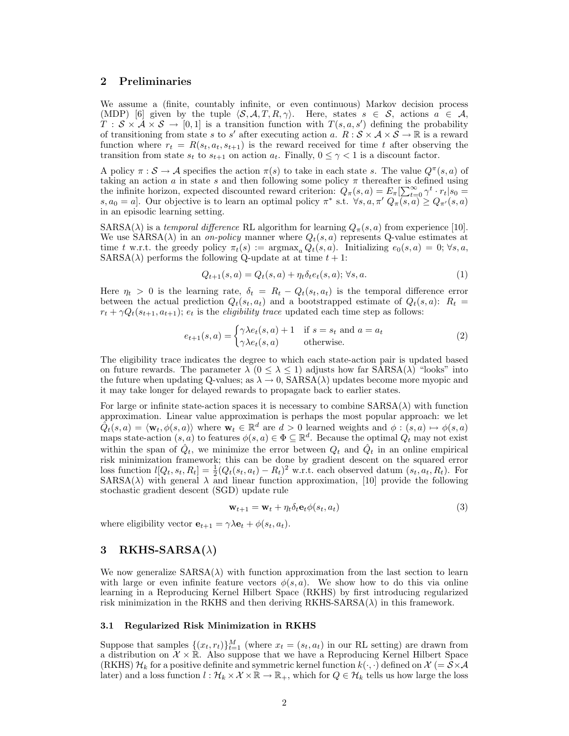## 2 Preliminaries

We assume a (finite, countably infinite, or even continuous) Markov decision process (MDP) [6] given by the tuple $\langle \mathcal{S}, \mathcal{A}, T, R, \gamma \rangle$. Here, states $s \in \mathcal{S}$, actions $a \in \mathcal{A}$, $T : \mathcal{S} \times \mathcal{A} \times \mathcal{S} \rightarrow [0, 1]$ is a transition function with $T(s, a, s')$ defining the probability of transitioning from state $s$ to $s'$ after executing action $a$. $R : \mathcal{S} \times \mathcal{A} \times \mathcal{S} \rightarrow \mathbb{R}$ is a reward function where $r_t = R(s_t, a_t, s_{t+1})$ is the reward received for time $t$ after observing the transition from state $s_t$ to $s_{t+1}$ on action $a_t$. Finally, $0 \leq \gamma < 1$ is a discount factor.

A policy $\pi : \mathcal{S} \rightarrow \mathcal{A}$ specifies the action $\pi(s)$ to take in each state $s$. The value $Q^{\pi}(s, a)$ of taking an action $a$ in state $s$ and then following some policy $\pi$ thereafter is defined using the infinite horizon, expected discounted reward criterion: $Q_{\pi}(s, a) = E_{\pi}[\sum_{t=0}^{\infty} \gamma^t \cdot r_t | s_0 = s, a_0 = a]$. Our objective is to learn an optimal policy $\pi^*$ s.t. $\forall s, a, \pi'$ $Q_{\pi}(s, a) \geq Q_{\pi'}(s, a)$ in an episodic learning setting.

SARSA($\lambda$) is a *temporal difference* RL algorithm for learning $Q_{\pi}(s, a)$ from experience [10]. We use SARSA($\lambda$) in an *on-policy* manner where $Q_t(s, a)$ represents Q-value estimates at time $t$ w.r.t. the greedy policy $\pi_t(s) := \mathrm{argmax}_a Q_t(s, a)$. Initializing $e_0(s, a) = 0$; $\forall s, a$, SARSA($\lambda$) performs the following Q-update at at time $t + 1$:

$$Q_{t+1}(s, a) = Q_t(s, a) + \eta_t \delta_t e_t(s, a); \forall s, a. \tag{1}$$

Here $\eta_t > 0$ is the learning rate, $\delta_t = R_t - Q_t(s_t, a_t)$ is the temporal difference error between the actual prediction $Q_t(s_t, a_t)$ and a bootstrapped estimate of $Q_t(s, a)$: $R_t = r_t + \gamma Q_t(s_{t+1}, a_{t+1})$; $e_t$ is the *eligibility trace* updated each time step as follows:

$$e_{t+1}(s, a) = \begin{cases} \gamma \lambda e_t(s, a) + 1 & \text{if } s = s_t \text{ and } a = a_t \\ \gamma \lambda e_t(s, a) & \text{otherwise.} \end{cases} \tag{2}$$

The eligibility trace indicates the degree to which each state-action pair is updated based on future rewards. The parameter $\lambda$ ($0 \leq \lambda \leq 1$) adjusts how far SARSA($\lambda$) "looks" into the future when updating Q-values; as $\lambda \rightarrow 0$, SARSA($\lambda$) updates become more myopic and it may take longer for delayed rewards to propagate back to earlier states.

For large or infinite state-action spaces it is necessary to combine SARSA($\lambda$) with function approximation. Linear value approximation is perhaps the most popular approach: we let $\hat{Q}_t(s, a) = \langle \mathbf{w}_t, \phi(s, a) \rangle$ where $\mathbf{w}_t \in \mathbb{R}^d$ are $d > 0$ learned weights and $\phi : (s, a) \mapsto \phi(s, a)$ maps state-action $(s, a)$ to features $\phi(s, a) \in \Phi \subseteq \mathbb{R}^d$. Because the optimal $Q_t$ may not exist within the span of $\hat{Q}_t$, we minimize the error between $Q_t$ and $\hat{Q}_t$ in an online empirical risk minimization framework; this can be done by gradient descent on the squared error loss function $l[Q_t, s_t, R_t] = \frac{1}{2}(Q_t(s_t, a_t) - R_t)^2$ w.r.t. each observed datum $(s_t, a_t, R_t)$. For SARSA($\lambda$) with general $\lambda$ and linear function approximation, [10] provide the following stochastic gradient descent (SGD) update rule

$$\mathbf{w}_{t+1} = \mathbf{w}_t + \eta_t \delta_t \mathbf{e}_t \phi(s_t, a_t) \tag{3}$$

where eligibility vector $\mathbf{e}_{t+1} = \gamma \lambda \mathbf{e}_t + \phi(s_t, a_t)$.

## 3 RKHS-SARSA($\lambda$)

We now generalize SARSA($\lambda$) with function approximation from the last section to learn with large or even infinite feature vectors $\phi(s, a)$. We show how to do this via online learning in a Reproducing Kernel Hilbert Space (RKHS) by first introducing regularized risk minimization in the RKHS and then deriving RKHS-SARSA($\lambda$) in this framework.

### 3.1 Regularized Risk Minimization in RKHS

Suppose that samples $\{(x_t, r_t)\}_{t=1}^{M}$ (where $x_t = (s_t, a_t)$ in our RL setting) are drawn from a distribution on $\mathcal{X} \times \mathbb{R}$. Also suppose that we have a Reproducing Kernel Hilbert Space (RKHS) $\mathcal{H}_k$ for a positive definite and symmetric kernel function $k(\cdot, \cdot)$ defined on $\mathcal{X}$ ($= \mathcal{S} \times \mathcal{A}$ later) and a loss function $l : \mathcal{H}_k \times \mathcal{X} \times \mathbb{R} \rightarrow \mathbb{R}_+$, which for $Q \in \mathcal{H}_k$ tells us how large the loss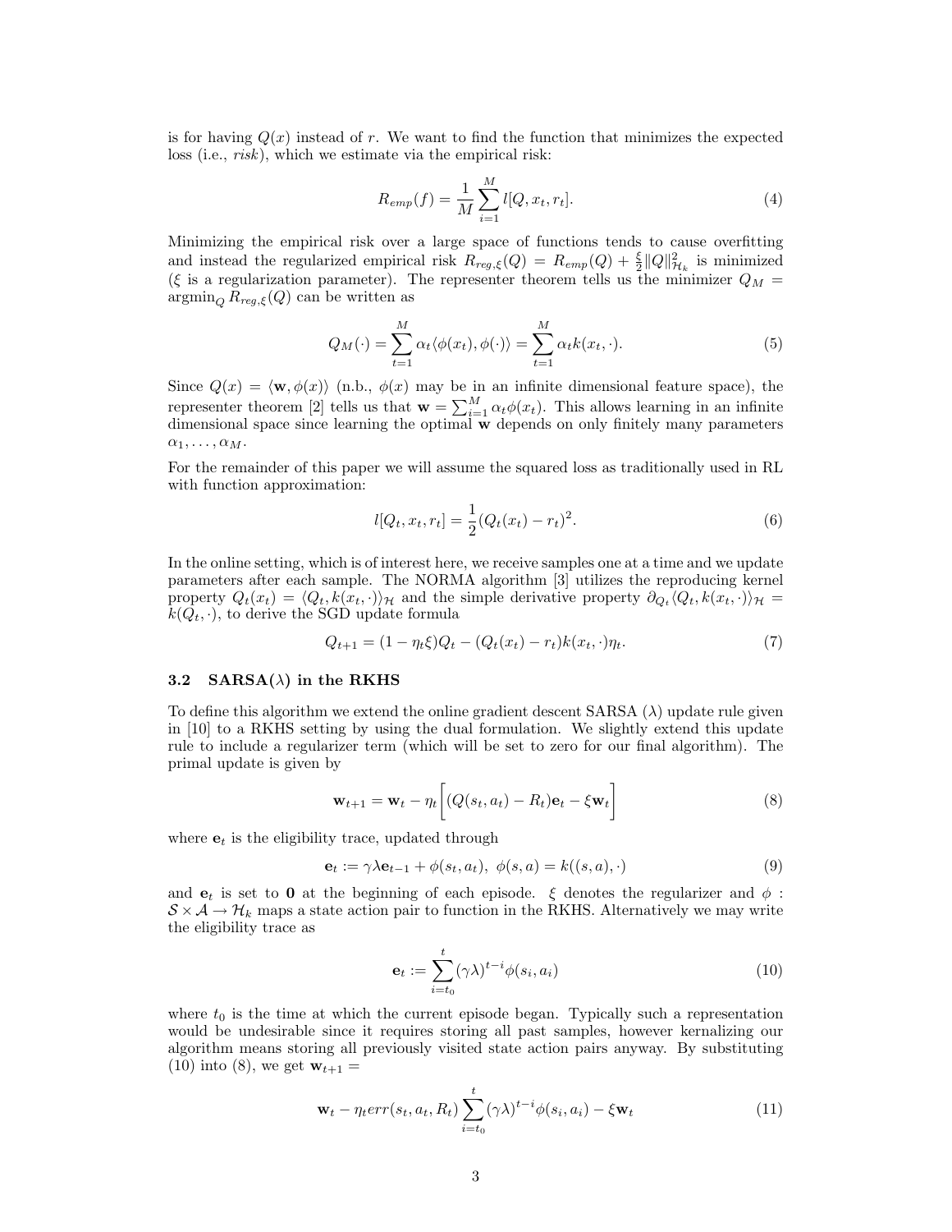is for having $Q(x)$ instead of $r$. We want to find the function that minimizes the expected loss (i.e., *risk*), which we estimate via the empirical risk:

$$R_{emp}(f) = \frac{1}{M}\sum_{i=1}^{M} l[Q, x_t, r_t]. \tag{4}$$

Minimizing the empirical risk over a large space of functions tends to cause overfitting and instead the regularized empirical risk $R_{reg,\xi}(Q) = R_{emp}(Q) + \frac{\xi}{2}\|Q\|^2_{\mathcal{H}_k}$ is minimized ($\xi$ is a regularization parameter). The representer theorem tells us the minimizer $Q_M = \text{argmin}_Q R_{reg,\xi}(Q)$ can be written as

$$Q_M(\cdot) = \sum_{t=1}^{M} \alpha_t \langle \phi(x_t), \phi(\cdot)\rangle = \sum_{t=1}^{M} \alpha_t k(x_t, \cdot). \tag{5}$$

Since $Q(x) = \langle \mathbf{w}, \phi(x)\rangle$ (n.b., $\phi(x)$ may be in an infinite dimensional feature space), the representer theorem [2] tells us that $\mathbf{w} = \sum_{i=1}^{M} \alpha_t \phi(x_t)$. This allows learning in an infinite dimensional space since learning the optimal $\mathbf{w}$ depends on only finitely many parameters $\alpha_1, \ldots, \alpha_M$.

For the remainder of this paper we will assume the squared loss as traditionally used in RL with function approximation:

$$l[Q_t, x_t, r_t] = \frac{1}{2}(Q_t(x_t) - r_t)^2. \tag{6}$$

In the online setting, which is of interest here, we receive samples one at a time and we update parameters after each sample. The NORMA algorithm [3] utilizes the reproducing kernel property $Q_t(x_t) = \langle Q_t, k(x_t, \cdot)\rangle_{\mathcal{H}}$ and the simple derivative property $\partial_{Q_t}\langle Q_t, k(x_t, \cdot)\rangle_{\mathcal{H}} = k(Q_t, \cdot)$, to derive the SGD update formula

$$Q_{t+1} = (1 - \eta_t \xi)Q_t - (Q_t(x_t) - r_t)k(x_t, \cdot)\eta_t. \tag{7}$$

### 3.2 SARSA($\lambda$) in the RKHS

To define this algorithm we extend the online gradient descent SARSA ($\lambda$) update rule given in [10] to a RKHS setting by using the dual formulation. We slightly extend this update rule to include a regularizer term (which will be set to zero for our final algorithm). The primal update is given by

$$\mathbf{w}_{t+1} = \mathbf{w}_t - \eta_t\Big[(Q(s_t, a_t) - R_t)\mathbf{e}_t - \xi \mathbf{w}_t\Big] \tag{8}$$

where $\mathbf{e}_t$ is the eligibility trace, updated through

$$\mathbf{e}_t := \gamma\lambda \mathbf{e}_{t-1} + \phi(s_t, a_t),\ \phi(s, a) = k((s, a), \cdot) \tag{9}$$

and $\mathbf{e}_t$ is set to $\mathbf{0}$ at the beginning of each episode. $\xi$ denotes the regularizer and $\phi : \mathcal{S} \times \mathcal{A} \rightarrow \mathcal{H}_k$ maps a state action pair to function in the RKHS. Alternatively we may write the eligibility trace as

$$\mathbf{e}_t := \sum_{i=t_0}^{t} (\gamma\lambda)^{t-i}\phi(s_i, a_i) \tag{10}$$

where $t_0$ is the time at which the current episode began. Typically such a representation would be undesirable since it requires storing all past samples, however kernalizing our algorithm means storing all previously visited state action pairs anyway. By substituting (10) into (8), we get $\mathbf{w}_{t+1} =$

$$\mathbf{w}_t - \eta_t err(s_t, a_t, R_t)\sum_{i=t_0}^{t}(\gamma\lambda)^{t-i}\phi(s_i, a_i) - \xi \mathbf{w}_t \tag{11}$$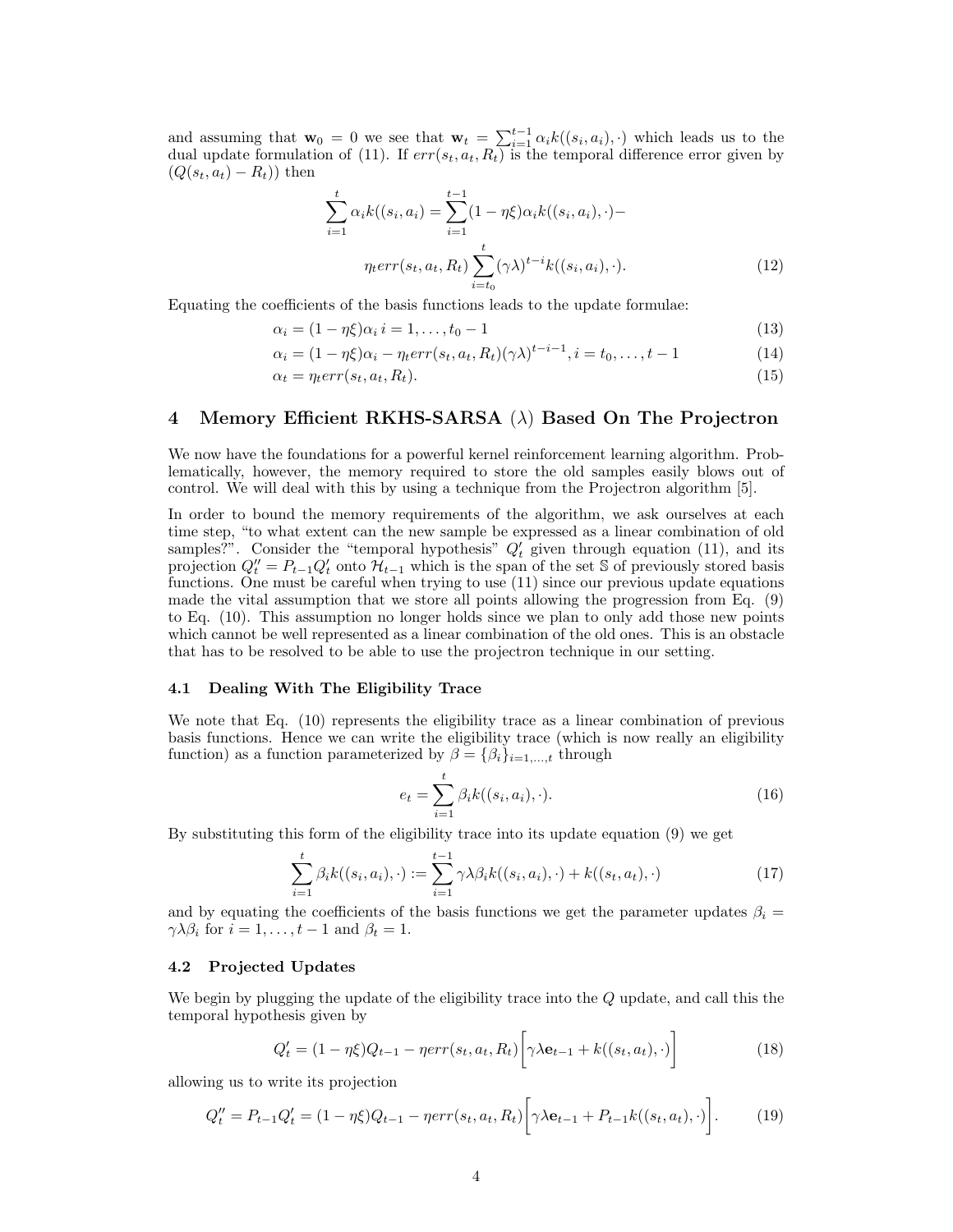and assuming that $\mathbf{w}_0 = 0$ we see that $\mathbf{w}_t = \sum_{i=1}^{t-1} \alpha_i k((s_i, a_i), \cdot)$ which leads us to the dual update formulation of (11). If $err(s_t, a_t, R_t)$ is the temporal difference error given by $(Q(s_t, a_t) - R_t))$ then

$$
\begin{aligned}
\sum_{i=1}^{t} \alpha_i k((s_i, a_i) = \sum_{i=1}^{t-1} (1 - \eta\xi) \alpha_i k((s_i, a_i), \cdot) - \\
\eta_t err(s_t, a_t, R_t) \sum_{i=t_0}^{t} (\gamma\lambda)^{t-i} k((s_i, a_i), \cdot). \qquad (12)
\end{aligned}
$$

Equating the coefficients of the basis functions leads to the update formulae:

$$\alpha_i = (1 - \eta\xi)\alpha_i \, i = 1, \ldots, t_0 - 1 \qquad (13)$$

$$\alpha_i = (1 - \eta\xi)\alpha_i - \eta_t err(s_t, a_t, R_t)(\gamma\lambda)^{t-i-1}, i = t_0, \ldots, t - 1 \qquad (14)$$

$$\alpha_t = \eta_t err(s_t, a_t, R_t). \qquad (15)$$

## 4 Memory Efficient RKHS-SARSA ($\lambda$) Based On The Projectron

We now have the foundations for a powerful kernel reinforcement learning algorithm. Problematically, however, the memory required to store the old samples easily blows out of control. We will deal with this by using a technique from the Projectron algorithm [5].

In order to bound the memory requirements of the algorithm, we ask ourselves at each time step, "to what extent can the new sample be expressed as a linear combination of old samples?". Consider the "temporal hypothesis" $Q'_t$ given through equation (11), and its projection $Q''_t = P_{t-1}Q'_t$ onto $\mathcal{H}_{t-1}$ which is the span of the set $\mathbb{S}$ of previously stored basis functions. One must be careful when trying to use (11) since our previous update equations made the vital assumption that we store all points allowing the progression from Eq. (9) to Eq. (10). This assumption no longer holds since we plan to only add those new points which cannot be well represented as a linear combination of the old ones. This is an obstacle that has to be resolved to be able to use the projectron technique in our setting.

### 4.1 Dealing With The Eligibility Trace

We note that Eq. (10) represents the eligibility trace as a linear combination of previous basis functions. Hence we can write the eligibility trace (which is now really an eligibility function) as a function parameterized by $\beta = \{\beta_i\}_{i=1,\ldots,t}$ through

$$e_t = \sum_{i=1}^{t} \beta_i k((s_i, a_i), \cdot). \qquad (16)$$

By substituting this form of the eligibility trace into its update equation (9) we get

$$\sum_{i=1}^{t} \beta_i k((s_i, a_i), \cdot) := \sum_{i=1}^{t-1} \gamma\lambda\beta_i k((s_i, a_i), \cdot) + k((s_t, a_t), \cdot) \qquad (17)$$

and by equating the coefficients of the basis functions we get the parameter updates $\beta_i = \gamma\lambda\beta_i$ for $i = 1, \ldots, t-1$ and $\beta_t = 1$.

### 4.2 Projected Updates

We begin by plugging the update of the eligibility trace into the $Q$ update, and call this the temporal hypothesis given by

$$Q'_t = (1 - \eta\xi)Q_{t-1} - \eta err(s_t, a_t, R_t)\Big[\gamma\lambda \mathbf{e}_{t-1} + k((s_t, a_t), \cdot)\Big] \qquad (18)$$

allowing us to write its projection

$$Q''_t = P_{t-1}Q'_t = (1 - \eta\xi)Q_{t-1} - \eta err(s_t, a_t, R_t)\Big[\gamma\lambda \mathbf{e}_{t-1} + P_{t-1}k((s_t, a_t), \cdot)\Big]. \qquad (19)$$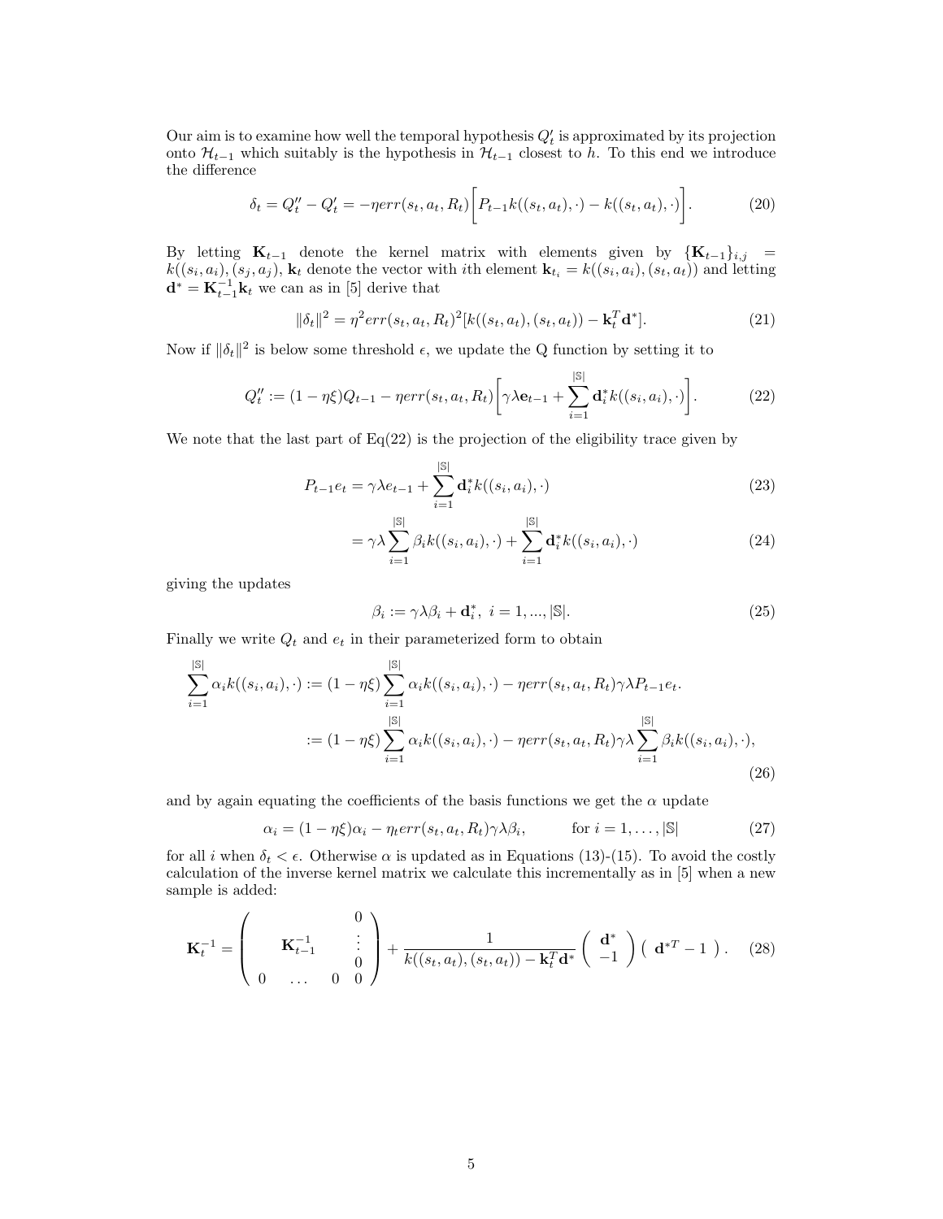Our aim is to examine how well the temporal hypothesis $Q'_t$ is approximated by its projection onto $\mathcal{H}_{t-1}$ which suitably is the hypothesis in $\mathcal{H}_{t-1}$ closest to $h$. To this end we introduce the difference

$$\delta_t = Q''_t - Q'_t = -\eta err(s_t, a_t, R_t)\bigg[P_{t-1}k((s_t, a_t), \cdot) - k((s_t, a_t), \cdot)\bigg]. \tag{20}$$

By letting $\mathbf{K}_{t-1}$ denote the kernel matrix with elements given by $\{\mathbf{K}_{t-1}\}_{i,j} = k((s_i, a_i), (s_j, a_j))$, $\mathbf{k}_t$ denote the vector with $i$th element $\mathbf{k}_{t_i} = k((s_i, a_i), (s_t, a_t))$ and letting $\mathbf{d}^* = \mathbf{K}_{t-1}^{-1}\mathbf{k}_t$ we can as in [5] derive that

$$\|\delta_t\|^2 = \eta^2 err(s_t, a_t, R_t)^2[k((s_t, a_t), (s_t, a_t)) - \mathbf{k}_t^T \mathbf{d}^*]. \tag{21}$$

Now if $\|\delta_t\|^2$ is below some threshold $\epsilon$, we update the Q function by setting it to

$$Q''_t := (1 - \eta\xi)Q_{t-1} - \eta err(s_t, a_t, R_t)\bigg[\gamma\lambda\mathbf{e}_{t-1} + \sum_{i=1}^{|\mathbb{S}|}\mathbf{d}_i^* k((s_i, a_i), \cdot)\bigg]. \tag{22}$$

We note that the last part of Eq(22) is the projection of the eligibility trace given by

$$P_{t-1}e_t = \gamma\lambda e_{t-1} + \sum_{i=1}^{|\mathbb{S}|}\mathbf{d}_i^* k((s_i, a_i), \cdot) \tag{23}$$

$$= \gamma\lambda\sum_{i=1}^{|\mathbb{S}|}\beta_i k((s_i, a_i), \cdot) + \sum_{i=1}^{|\mathbb{S}|}\mathbf{d}_i^* k((s_i, a_i), \cdot) \tag{24}$$

giving the updates

$$\beta_i := \gamma\lambda\beta_i + \mathbf{d}_i^*, \ i = 1, ..., |\mathbb{S}|. \tag{25}$$

Finally we write $Q_t$ and $e_t$ in their parameterized form to obtain

$$\begin{aligned}
\sum_{i=1}^{|\mathbb{S}|}\alpha_i k((s_i, a_i), \cdot) &:= (1 - \eta\xi)\sum_{i=1}^{|\mathbb{S}|}\alpha_i k((s_i, a_i), \cdot) - \eta err(s_t, a_t, R_t)\gamma\lambda P_{t-1}e_t. \\
&:= (1 - \eta\xi)\sum_{i=1}^{|\mathbb{S}|}\alpha_i k((s_i, a_i), \cdot) - \eta err(s_t, a_t, R_t)\gamma\lambda\sum_{i=1}^{|\mathbb{S}|}\beta_i k((s_i, a_i), \cdot),
\end{aligned} \tag{26}$$

and by again equating the coefficients of the basis functions we get the $\alpha$ update

$$\alpha_i = (1 - \eta\xi)\alpha_i - \eta_t err(s_t, a_t, R_t)\gamma\lambda\beta_i, \qquad \text{for } i = 1, \ldots, |\mathbb{S}| \tag{27}$$

for all $i$ when $\delta_t < \epsilon$. Otherwise $\alpha$ is updated as in Equations (13)-(15). To avoid the costly calculation of the inverse kernel matrix we calculate this incrementally as in [5] when a new sample is added:

$$\mathbf{K}_t^{-1} = \begin{pmatrix} & & & 0 \\ & \mathbf{K}_{t-1}^{-1} & & \vdots \\ & & & 0 \\ 0 & \ldots & 0 & 0 \end{pmatrix} + \frac{1}{k((s_t, a_t), (s_t, a_t)) - \mathbf{k}_t^T\mathbf{d}^*}\begin{pmatrix} \mathbf{d}^* \\ -1 \end{pmatrix}\begin{pmatrix} \mathbf{d}^{*T} & -1 \end{pmatrix}. \tag{28}$$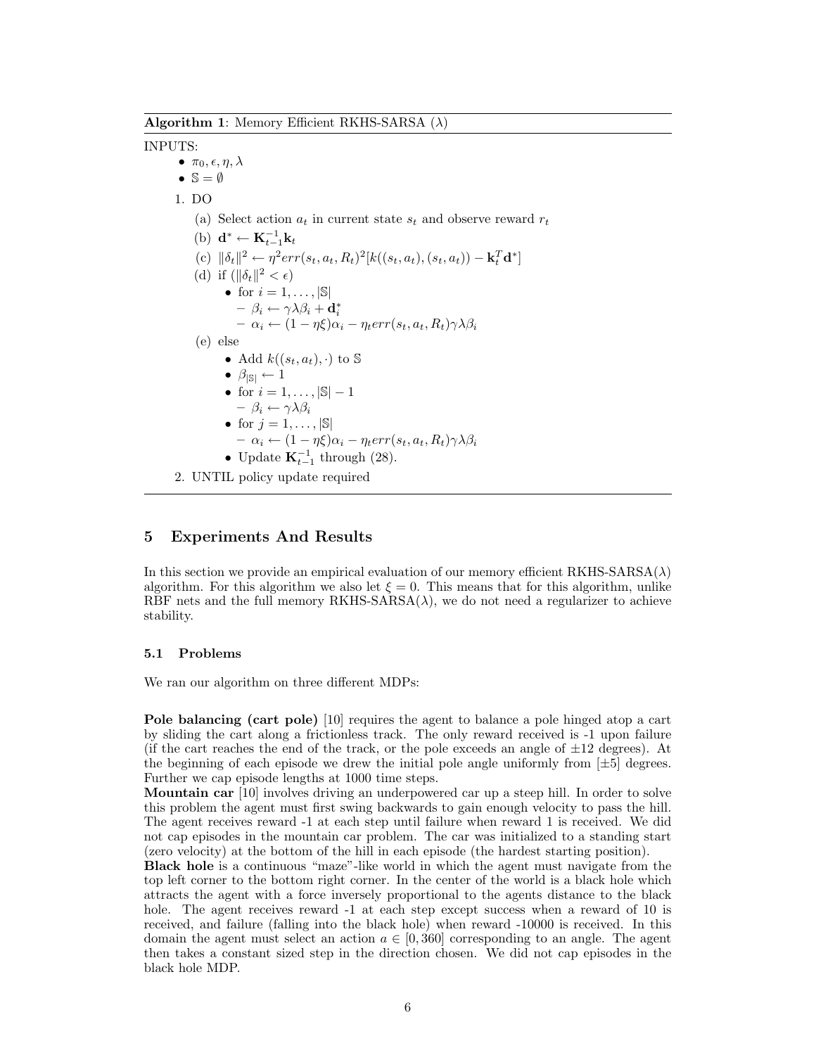**Algorithm 1**: Memory Efficient RKHS-SARSA ($\lambda$)

INPUTS:

- $\pi_0, \epsilon, \eta, \lambda$
- $\mathbb{S} = \emptyset$

1. DO
   (a) Select action $a_t$ in current state $s_t$ and observe reward $r_t$
   (b) $\mathbf{d}^* \leftarrow \mathbf{K}_{t-1}^{-1}\mathbf{k}_t$
   (c) $\|\delta_t\|^2 \leftarrow \eta^2 err(s_t, a_t, R_t)^2[k((s_t, a_t), (s_t, a_t)) - \mathbf{k}_t^T\mathbf{d}^*]$
   (d) if ($\|\delta_t\|^2 < \epsilon$)
      - for $i = 1, \ldots, |\mathbb{S}|$
         - $\beta_i \leftarrow \gamma\lambda\beta_i + \mathbf{d}_i^*$
         - $\alpha_i \leftarrow (1 - \eta\xi)\alpha_i - \eta_t err(s_t, a_t, R_t)\gamma\lambda\beta_i$
   (e) else
      - Add $k((s_t, a_t), \cdot)$ to $\mathbb{S}$
      - $\beta_{|\mathbb{S}|} \leftarrow 1$
      - for $i = 1, \ldots, |\mathbb{S}| - 1$
         - $\beta_i \leftarrow \gamma\lambda\beta_i$
      - for $j = 1, \ldots, |\mathbb{S}|$
         - $\alpha_i \leftarrow (1 - \eta\xi)\alpha_i - \eta_t err(s_t, a_t, R_t)\gamma\lambda\beta_i$
      - Update $\mathbf{K}_{t-1}^{-1}$ through (28).
2. UNTIL policy update required

## 5 Experiments And Results

In this section we provide an empirical evaluation of our memory efficient RKHS-SARSA($\lambda$) algorithm. For this algorithm we also let $\xi = 0$. This means that for this algorithm, unlike RBF nets and the full memory RKHS-SARSA($\lambda$), we do not need a regularizer to achieve stability.

### 5.1 Problems

We ran our algorithm on three different MDPs:

**Pole balancing (cart pole)** [10] requires the agent to balance a pole hinged atop a cart by sliding the cart along a frictionless track. The only reward received is -1 upon failure (if the cart reaches the end of the track, or the pole exceeds an angle of $\pm 12$ degrees). At the beginning of each episode we drew the initial pole angle uniformly from $[\pm 5]$ degrees. Further we cap episode lengths at 1000 time steps.

**Mountain car** [10] involves driving an underpowered car up a steep hill. In order to solve this problem the agent must first swing backwards to gain enough velocity to pass the hill. The agent receives reward -1 at each step until failure when reward 1 is received. We did not cap episodes in the mountain car problem. The car was initialized to a standing start (zero velocity) at the bottom of the hill in each episode (the hardest starting position).

**Black hole** is a continuous "maze"-like world in which the agent must navigate from the top left corner to the bottom right corner. In the center of the world is a black hole which attracts the agent with a force inversely proportional to the agents distance to the black hole. The agent receives reward -1 at each step except success when a reward of 10 is received, and failure (falling into the black hole) when reward -10000 is received. In this domain the agent must select an action $a \in [0, 360]$ corresponding to an angle. The agent then takes a constant sized step in the direction chosen. We did not cap episodes in the black hole MDP.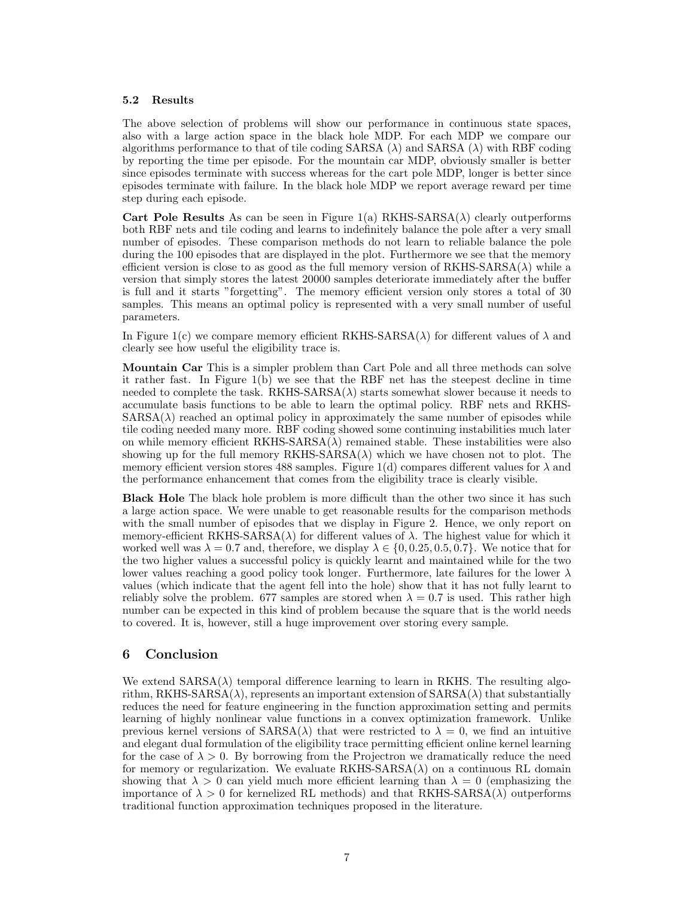### 5.2 Results

The above selection of problems will show our performance in continuous state spaces, also with a large action space in the black hole MDP. For each MDP we compare our algorithms performance to that of tile coding SARSA ($\lambda$) and SARSA ($\lambda$) with RBF coding by reporting the time per episode. For the mountain car MDP, obviously smaller is better since episodes terminate with success whereas for the cart pole MDP, longer is better since episodes terminate with failure. In the black hole MDP we report average reward per time step during each episode.

**Cart Pole Results** As can be seen in Figure 1(a) RKHS-SARSA($\lambda$) clearly outperforms both RBF nets and tile coding and learns to indefinitely balance the pole after a very small number of episodes. These comparison methods do not learn to reliable balance the pole during the 100 episodes that are displayed in the plot. Furthermore we see that the memory efficient version is close to as good as the full memory version of RKHS-SARSA($\lambda$) while a version that simply stores the latest 20000 samples deteriorate immediately after the buffer is full and it starts "forgetting". The memory efficient version only stores a total of 30 samples. This means an optimal policy is represented with a very small number of useful parameters.

In Figure 1(c) we compare memory efficient RKHS-SARSA($\lambda$) for different values of $\lambda$ and clearly see how useful the eligibility trace is.

**Mountain Car** This is a simpler problem than Cart Pole and all three methods can solve it rather fast. In Figure 1(b) we see that the RBF net has the steepest decline in time needed to complete the task. RKHS-SARSA($\lambda$) starts somewhat slower because it needs to accumulate basis functions to be able to learn the optimal policy. RBF nets and RKHS-SARSA($\lambda$) reached an optimal policy in approximately the same number of episodes while tile coding needed many more. RBF coding showed some continuing instabilities much later on while memory efficient RKHS-SARSA($\lambda$) remained stable. These instabilities were also showing up for the full memory RKHS-SARSA($\lambda$) which we have chosen not to plot. The memory efficient version stores 488 samples. Figure 1(d) compares different values for $\lambda$ and the performance enhancement that comes from the eligibility trace is clearly visible.

**Black Hole** The black hole problem is more difficult than the other two since it has such a large action space. We were unable to get reasonable results for the comparison methods with the small number of episodes that we display in Figure 2. Hence, we only report on memory-efficient RKHS-SARSA($\lambda$) for different values of $\lambda$. The highest value for which it worked well was $\lambda = 0.7$ and, therefore, we display $\lambda \in \{0, 0.25, 0.5, 0.7\}$. We notice that for the two higher values a successful policy is quickly learnt and maintained while for the two lower values reaching a good policy took longer. Furthermore, late failures for the lower $\lambda$ values (which indicate that the agent fell into the hole) show that it has not fully learnt to reliably solve the problem. 677 samples are stored when $\lambda = 0.7$ is used. This rather high number can be expected in this kind of problem because the square that is the world needs to covered. It is, however, still a huge improvement over storing every sample.

## 6 Conclusion

We extend SARSA($\lambda$) temporal difference learning to learn in RKHS. The resulting algorithm, RKHS-SARSA($\lambda$), represents an important extension of SARSA($\lambda$) that substantially reduces the need for feature engineering in the function approximation setting and permits learning of highly nonlinear value functions in a convex optimization framework. Unlike previous kernel versions of SARSA($\lambda$) that were restricted to $\lambda = 0$, we find an intuitive and elegant dual formulation of the eligibility trace permitting efficient online kernel learning for the case of $\lambda > 0$. By borrowing from the Projectron we dramatically reduce the need for memory or regularization. We evaluate RKHS-SARSA($\lambda$) on a continuous RL domain showing that $\lambda > 0$ can yield much more efficient learning than $\lambda = 0$ (emphasizing the importance of $\lambda > 0$ for kernelized RL methods) and that RKHS-SARSA($\lambda$) outperforms traditional function approximation techniques proposed in the literature.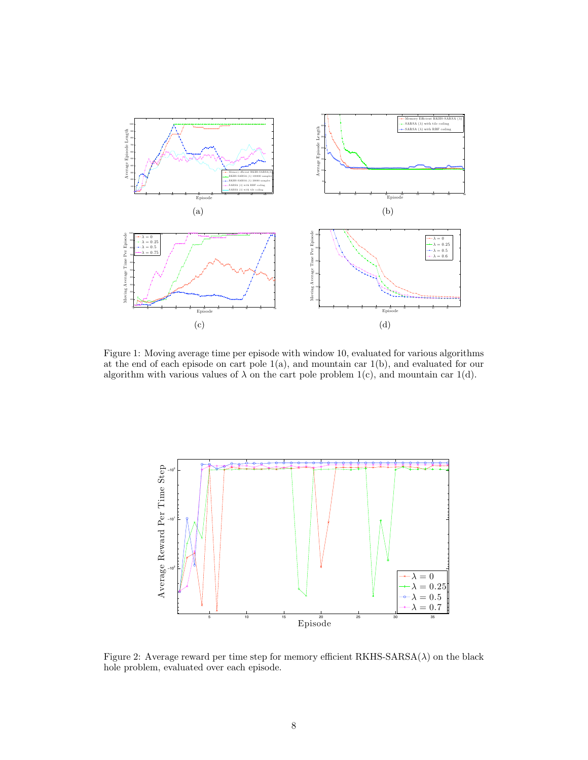Figure 1: Moving average time per episode with window 10, evaluated for various algorithms at the end of each episode on cart pole 1(a), and mountain car 1(b), and evaluated for our algorithm with various values of $\lambda$ on the cart pole problem 1(c), and mountain car 1(d).

Figure 2: Average reward per time step for memory efficient RKHS-SARSA($\lambda$) on the black hole problem, evaluated over each episode.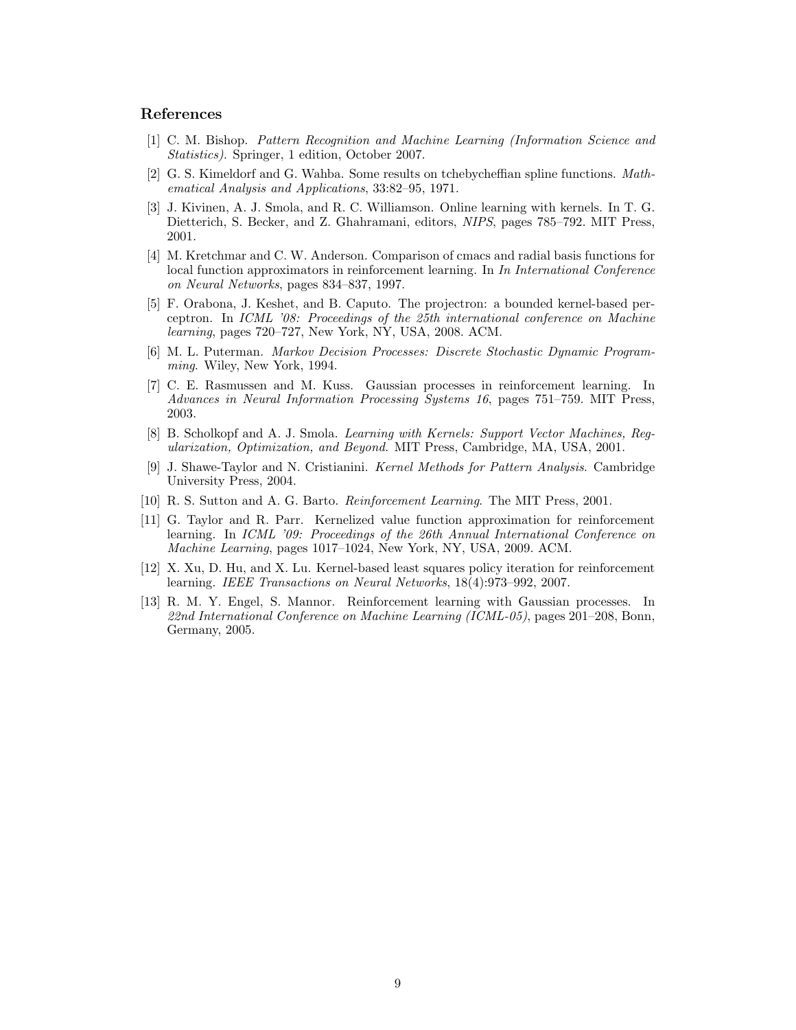## References

[1] C. M. Bishop. *Pattern Recognition and Machine Learning (Information Science and Statistics)*. Springer, 1 edition, October 2007.

[2] G. S. Kimeldorf and G. Wahba. Some results on tchebycheffian spline functions. *Mathematical Analysis and Applications*, 33:82–95, 1971.

[3] J. Kivinen, A. J. Smola, and R. C. Williamson. Online learning with kernels. In T. G. Dietterich, S. Becker, and Z. Ghahramani, editors, *NIPS*, pages 785–792. MIT Press, 2001.

[4] M. Kretchmar and C. W. Anderson. Comparison of cmacs and radial basis functions for local function approximators in reinforcement learning. In *In International Conference on Neural Networks*, pages 834–837, 1997.

[5] F. Orabona, J. Keshet, and B. Caputo. The projectron: a bounded kernel-based perceptron. In *ICML '08: Proceedings of the 25th international conference on Machine learning*, pages 720–727, New York, NY, USA, 2008. ACM.

[6] M. L. Puterman. *Markov Decision Processes: Discrete Stochastic Dynamic Programming*. Wiley, New York, 1994.

[7] C. E. Rasmussen and M. Kuss. Gaussian processes in reinforcement learning. In *Advances in Neural Information Processing Systems 16*, pages 751–759. MIT Press, 2003.

[8] B. Scholkopf and A. J. Smola. *Learning with Kernels: Support Vector Machines, Regularization, Optimization, and Beyond*. MIT Press, Cambridge, MA, USA, 2001.

[9] J. Shawe-Taylor and N. Cristianini. *Kernel Methods for Pattern Analysis*. Cambridge University Press, 2004.

[10] R. S. Sutton and A. G. Barto. *Reinforcement Learning*. The MIT Press, 2001.

[11] G. Taylor and R. Parr. Kernelized value function approximation for reinforcement learning. In *ICML '09: Proceedings of the 26th Annual International Conference on Machine Learning*, pages 1017–1024, New York, NY, USA, 2009. ACM.

[12] X. Xu, D. Hu, and X. Lu. Kernel-based least squares policy iteration for reinforcement learning. *IEEE Transactions on Neural Networks*, 18(4):973–992, 2007.

[13] R. M. Y. Engel, S. Mannor. Reinforcement learning with Gaussian processes. In *22nd International Conference on Machine Learning (ICML-05)*, pages 201–208, Bonn, Germany, 2005.